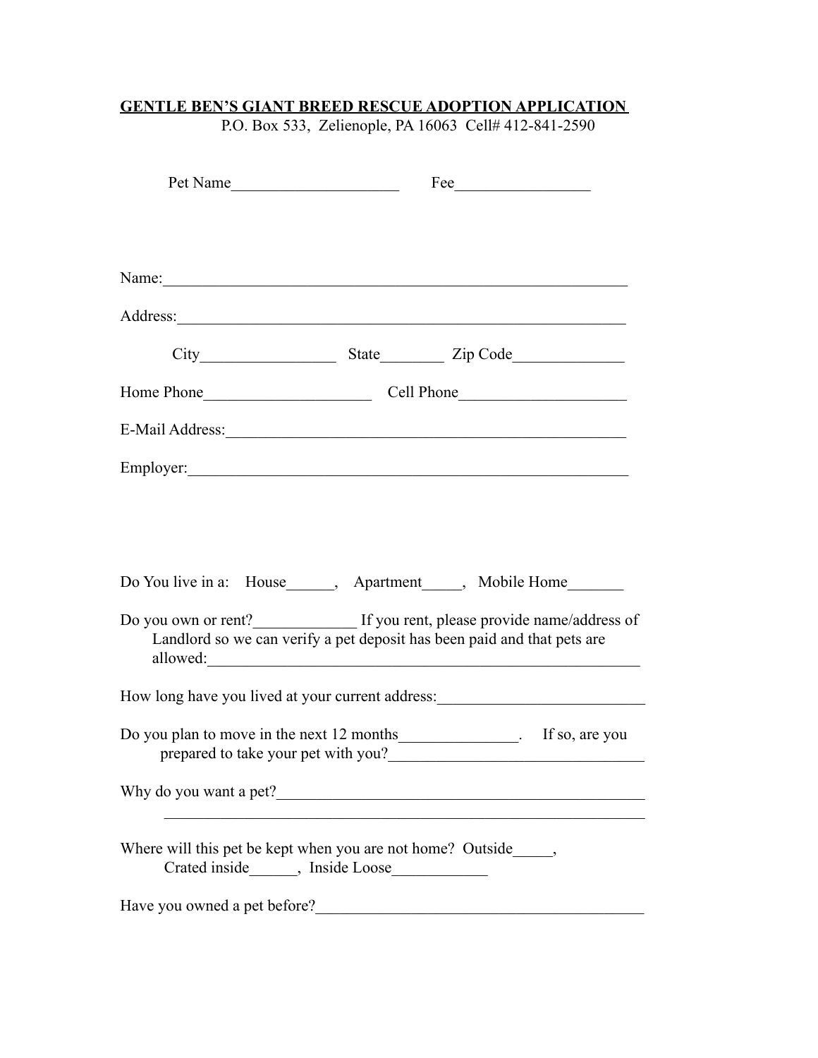**GENTLE BEN'S GIANT BREED RESCUE ADOPTION APPLICATION**

P.O. Box 533, Zelienople, PA 16063 Cell# 412-841-2590

Pet Name_____________________ Fee_________________

Name:____________________________________________________________

Address:__________________________________________________________

City_________________ State________ Zip Code______________

Home Phone____________________ Cell Phone____________________

E-Mail Address:____________________________________________________

Employer:_________________________________________________________

Do You live in a: House______, Apartment_____, Mobile Home_______

Do you own or rent?_____________ If you rent, please provide name/address of Landlord so we can verify a pet deposit has been paid and that pets are allowed:___________________________________________________________

How long have you lived at your current address:__________________________

Do you plan to move in the next 12 months_______________. If so, are you prepared to take your pet with you?________________________________

Why do you want a pet?______________________________________________
_____________________________________________________________

Where will this pet be kept when you are not home? Outside_____, Crated inside______, Inside Loose____________

Have you owned a pet before?_________________________________________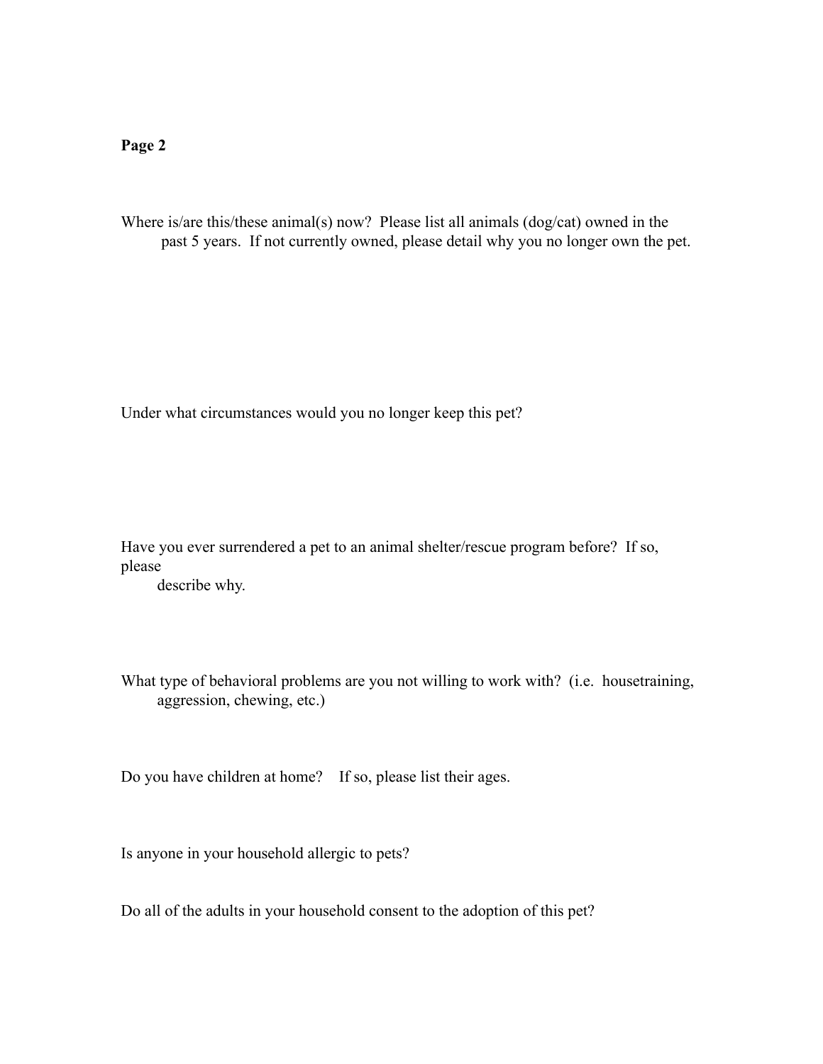**Page 2**

Where is/are this/these animal(s) now? Please list all animals (dog/cat) owned in the past 5 years. If not currently owned, please detail why you no longer own the pet.

Under what circumstances would you no longer keep this pet?

Have you ever surrendered a pet to an animal shelter/rescue program before? If so, please describe why.

What type of behavioral problems are you not willing to work with? (i.e. housetraining, aggression, chewing, etc.)

Do you have children at home? If so, please list their ages.

Is anyone in your household allergic to pets?

Do all of the adults in your household consent to the adoption of this pet?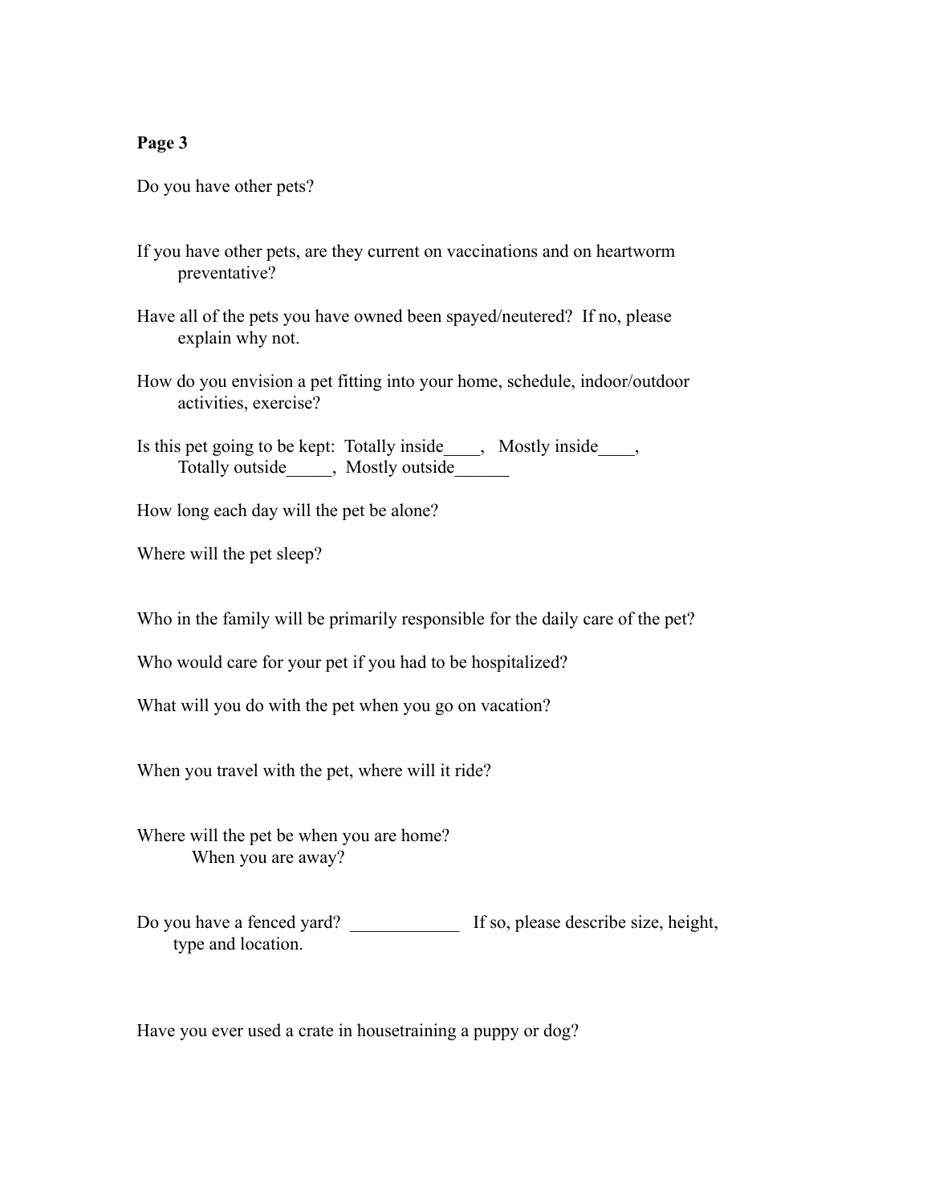**Page 3**

Do you have other pets?

If you have other pets, are they current on vaccinations and on heartworm preventative?

Have all of the pets you have owned been spayed/neutered? If no, please explain why not.

How do you envision a pet fitting into your home, schedule, indoor/outdoor activities, exercise?

Is this pet going to be kept: Totally inside____, Mostly inside____, Totally outside_____, Mostly outside______

How long each day will the pet be alone?

Where will the pet sleep?

Who in the family will be primarily responsible for the daily care of the pet?

Who would care for your pet if you had to be hospitalized?

What will you do with the pet when you go on vacation?

When you travel with the pet, where will it ride?

Where will the pet be when you are home?
When you are away?

Do you have a fenced yard? ____________ If so, please describe size, height, type and location.

Have you ever used a crate in housetraining a puppy or dog?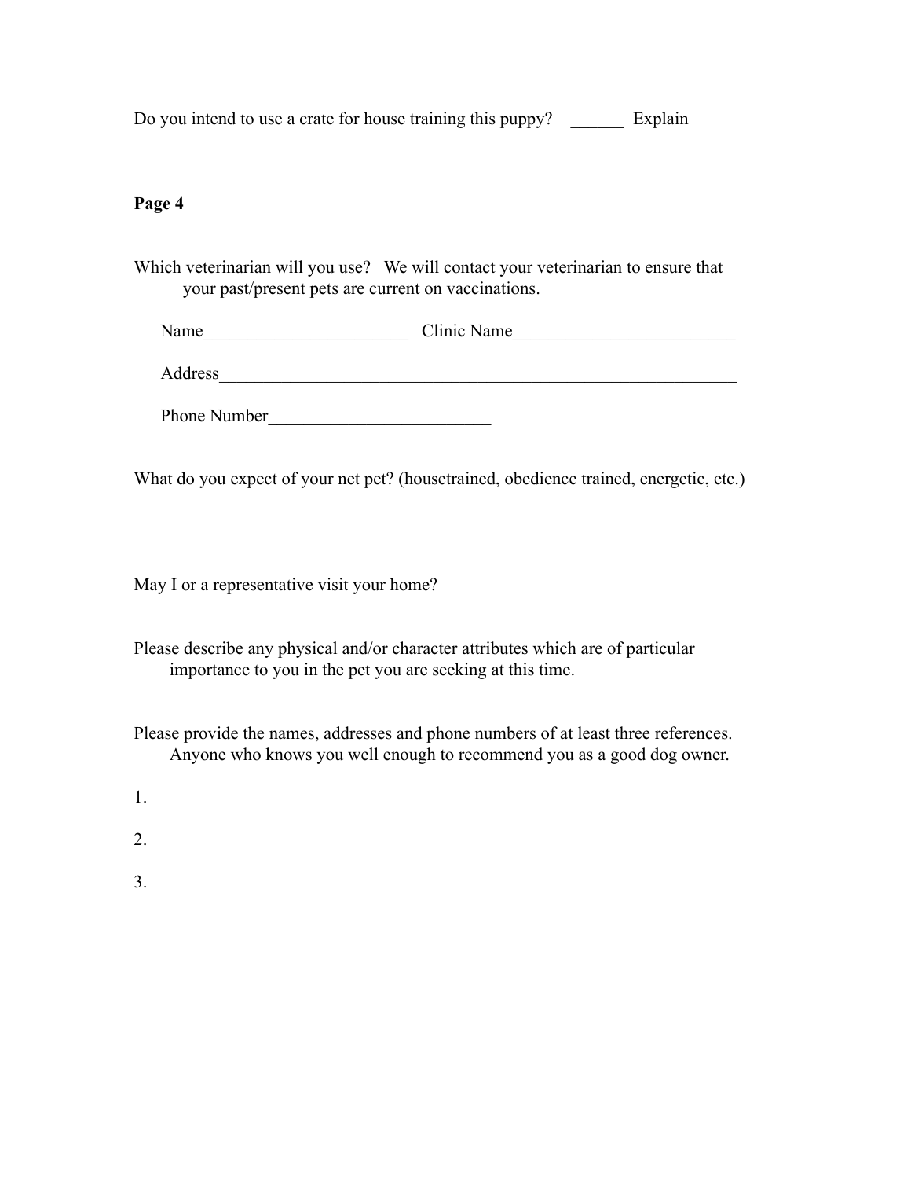Do you intend to use a crate for house training this puppy? ______ Explain

**Page 4**

Which veterinarian will you use? We will contact your veterinarian to ensure that your past/present pets are current on vaccinations.

Name_______________________ Clinic Name_________________________

Address____________________________________________________________

Phone Number_________________________

What do you expect of your net pet? (housetrained, obedience trained, energetic, etc.)

May I or a representative visit your home?

Please describe any physical and/or character attributes which are of particular importance to you in the pet you are seeking at this time.

Please provide the names, addresses and phone numbers of at least three references. Anyone who knows you well enough to recommend you as a good dog owner.

1.

2.

3.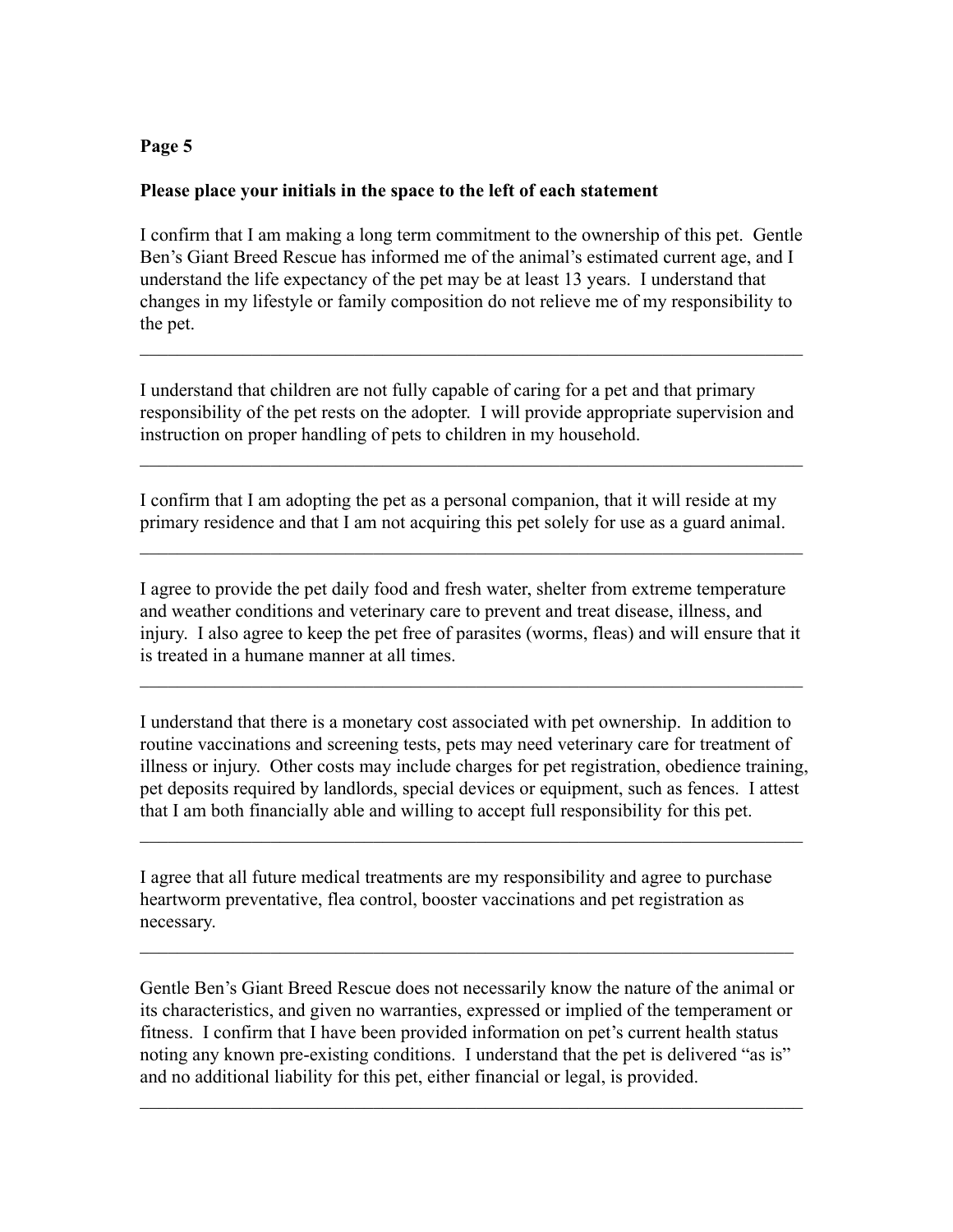**Page 5**

**Please place your initials in the space to the left of each statement**

I confirm that I am making a long term commitment to the ownership of this pet. Gentle Ben's Giant Breed Rescue has informed me of the animal's estimated current age, and I understand the life expectancy of the pet may be at least 13 years. I understand that changes in my lifestyle or family composition do not relieve me of my responsibility to the pet.

______________________________________________________________________________

I understand that children are not fully capable of caring for a pet and that primary responsibility of the pet rests on the adopter. I will provide appropriate supervision and instruction on proper handling of pets to children in my household.

______________________________________________________________________________

I confirm that I am adopting the pet as a personal companion, that it will reside at my primary residence and that I am not acquiring this pet solely for use as a guard animal.

______________________________________________________________________________

I agree to provide the pet daily food and fresh water, shelter from extreme temperature and weather conditions and veterinary care to prevent and treat disease, illness, and injury. I also agree to keep the pet free of parasites (worms, fleas) and will ensure that it is treated in a humane manner at all times.

______________________________________________________________________________

I understand that there is a monetary cost associated with pet ownership. In addition to routine vaccinations and screening tests, pets may need veterinary care for treatment of illness or injury. Other costs may include charges for pet registration, obedience training, pet deposits required by landlords, special devices or equipment, such as fences. I attest that I am both financially able and willing to accept full responsibility for this pet.

______________________________________________________________________________

I agree that all future medical treatments are my responsibility and agree to purchase heartworm preventative, flea control, booster vaccinations and pet registration as necessary.

______________________________________________________________________________

Gentle Ben's Giant Breed Rescue does not necessarily know the nature of the animal or its characteristics, and given no warranties, expressed or implied of the temperament or fitness. I confirm that I have been provided information on pet's current health status noting any known pre-existing conditions. I understand that the pet is delivered "as is" and no additional liability for this pet, either financial or legal, is provided.

______________________________________________________________________________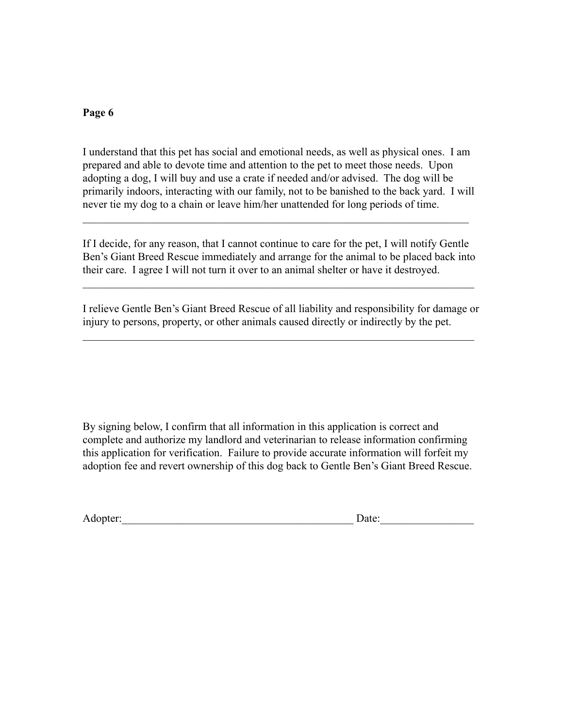**Page 6**

I understand that this pet has social and emotional needs, as well as physical ones. I am prepared and able to devote time and attention to the pet to meet those needs. Upon adopting a dog, I will buy and use a crate if needed and/or advised. The dog will be primarily indoors, interacting with our family, not to be banished to the back yard. I will never tie my dog to a chain or leave him/her unattended for long periods of time.

\_\_\_\_\_\_\_\_\_\_\_\_\_\_\_\_\_\_\_\_\_\_\_\_\_\_\_\_\_\_\_\_\_\_\_\_\_\_\_\_\_\_\_\_\_\_\_\_\_\_\_\_\_\_\_\_\_\_\_\_\_\_\_\_\_\_\_\_\_\_\_\_

If I decide, for any reason, that I cannot continue to care for the pet, I will notify Gentle Ben's Giant Breed Rescue immediately and arrange for the animal to be placed back into their care. I agree I will not turn it over to an animal shelter or have it destroyed.

\_\_\_\_\_\_\_\_\_\_\_\_\_\_\_\_\_\_\_\_\_\_\_\_\_\_\_\_\_\_\_\_\_\_\_\_\_\_\_\_\_\_\_\_\_\_\_\_\_\_\_\_\_\_\_\_\_\_\_\_\_\_\_\_\_\_\_\_\_\_\_\_

I relieve Gentle Ben's Giant Breed Rescue of all liability and responsibility for damage or injury to persons, property, or other animals caused directly or indirectly by the pet.

\_\_\_\_\_\_\_\_\_\_\_\_\_\_\_\_\_\_\_\_\_\_\_\_\_\_\_\_\_\_\_\_\_\_\_\_\_\_\_\_\_\_\_\_\_\_\_\_\_\_\_\_\_\_\_\_\_\_\_\_\_\_\_\_\_\_\_\_\_\_\_\_

By signing below, I confirm that all information in this application is correct and complete and authorize my landlord and veterinarian to release information confirming this application for verification. Failure to provide accurate information will forfeit my adoption fee and revert ownership of this dog back to Gentle Ben's Giant Breed Rescue.

Adopter:\_\_\_\_\_\_\_\_\_\_\_\_\_\_\_\_\_\_\_\_\_\_\_\_\_\_\_\_\_\_\_\_\_\_\_\_\_\_\_\_\_ Date:\_\_\_\_\_\_\_\_\_\_\_\_\_\_\_\_\_